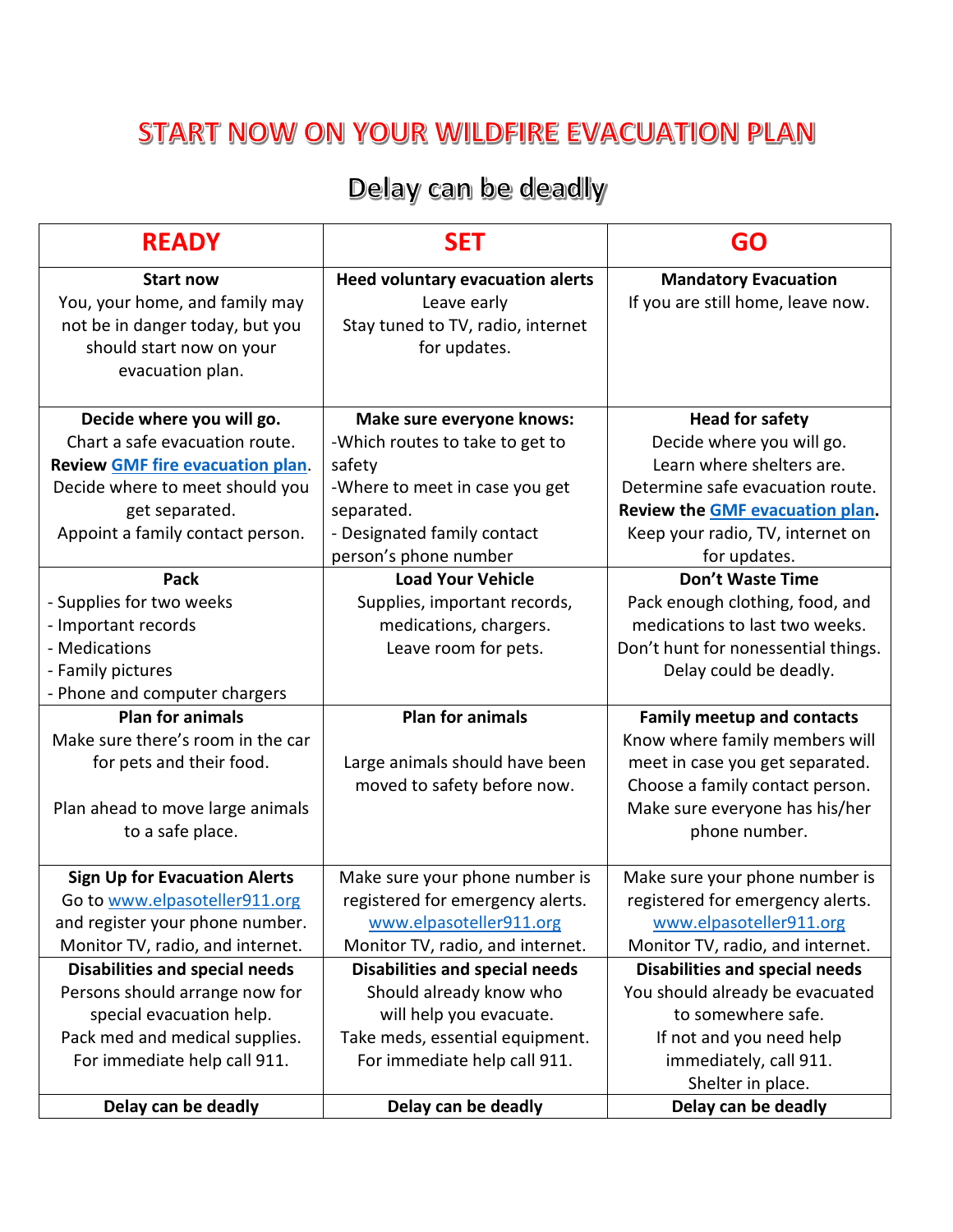# START NOW ON YOUR WILDFIRE EVACUATION PLAN

## Delay can be deadly

| READY | SET | GO |
|---|---|---|
| **Start now**<br>You, your home, and family may not be in danger today, but you should start now on your evacuation plan. | **Heed voluntary evacuation alerts**<br>Leave early<br>Stay tuned to TV, radio, internet for updates. | **Mandatory Evacuation**<br>If you are still home, leave now. |
| **Decide where you will go.**<br>Chart a safe evacuation route.<br>**Review GMF fire evacuation plan**.<br>Decide where to meet should you get separated.<br>Appoint a family contact person. | **Make sure everyone knows:**<br>-Which routes to take to get to safety<br>-Where to meet in case you get separated.<br>- Designated family contact person's phone number | **Head for safety**<br>Decide where you will go.<br>Learn where shelters are.<br>Determine safe evacuation route.<br>**Review the GMF evacuation plan.**<br>Keep your radio, TV, internet on for updates. |
| **Pack**<br>- Supplies for two weeks<br>- Important records<br>- Medications<br>- Family pictures<br>- Phone and computer chargers | **Load Your Vehicle**<br>Supplies, important records, medications, chargers.<br>Leave room for pets. | **Don't Waste Time**<br>Pack enough clothing, food, and medications to last two weeks.<br>Don't hunt for nonessential things.<br>Delay could be deadly. |
| **Plan for animals**<br>Make sure there's room in the car for pets and their food.<br><br>Plan ahead to move large animals to a safe place. | **Plan for animals**<br><br>Large animals should have been moved to safety before now. | **Family meetup and contacts**<br>Know where family members will meet in case you get separated.<br>Choose a family contact person.<br>Make sure everyone has his/her phone number. |
| **Sign Up for Evacuation Alerts**<br>Go to www.elpasoteller911.org and register your phone number.<br>Monitor TV, radio, and internet. | Make sure your phone number is registered for emergency alerts.<br>www.elpasoteller911.org<br>Monitor TV, radio, and internet. | Make sure your phone number is registered for emergency alerts.<br>www.elpasoteller911.org<br>Monitor TV, radio, and internet. |
| **Disabilities and special needs**<br>Persons should arrange now for special evacuation help.<br>Pack med and medical supplies.<br>For immediate help call 911. | **Disabilities and special needs**<br>Should already know who will help you evacuate.<br>Take meds, essential equipment.<br>For immediate help call 911. | **Disabilities and special needs**<br>You should already be evacuated to somewhere safe.<br>If not and you need help immediately, call 911.<br>Shelter in place. |
| **Delay can be deadly** | **Delay can be deadly** | **Delay can be deadly** |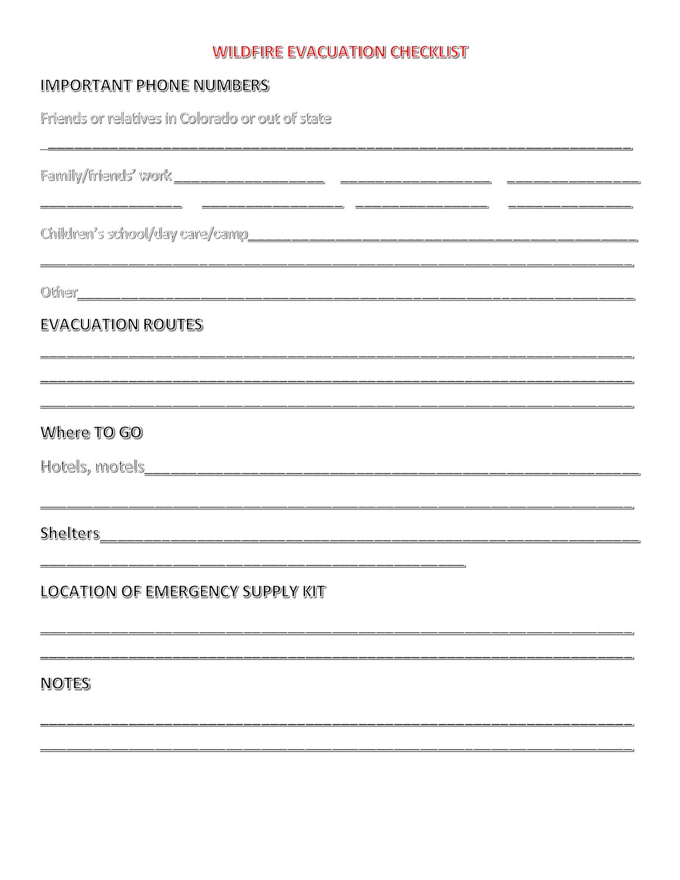# WILDFIRE EVACUATION CHECKLIST

## IMPORTANT PHONE NUMBERS

Friends or relatives in Colorado or out of state

_______________________________________________________________

Family/friends' work ________________ ________________ ________________

________________ ________________ ________________ ________________

Children's school/day care/camp________________________________________

_______________________________________________________________

Other__________________________________________________________

## EVACUATION ROUTES

_______________________________________________________________

_______________________________________________________________

_______________________________________________________________

## Where TO GO

Hotels, motels__________________________________________________

_______________________________________________________________

Shelters_______________________________________________________

____________________________________________

## LOCATION OF EMERGENCY SUPPLY KIT

_______________________________________________________________

_______________________________________________________________

## NOTES

_______________________________________________________________

_______________________________________________________________